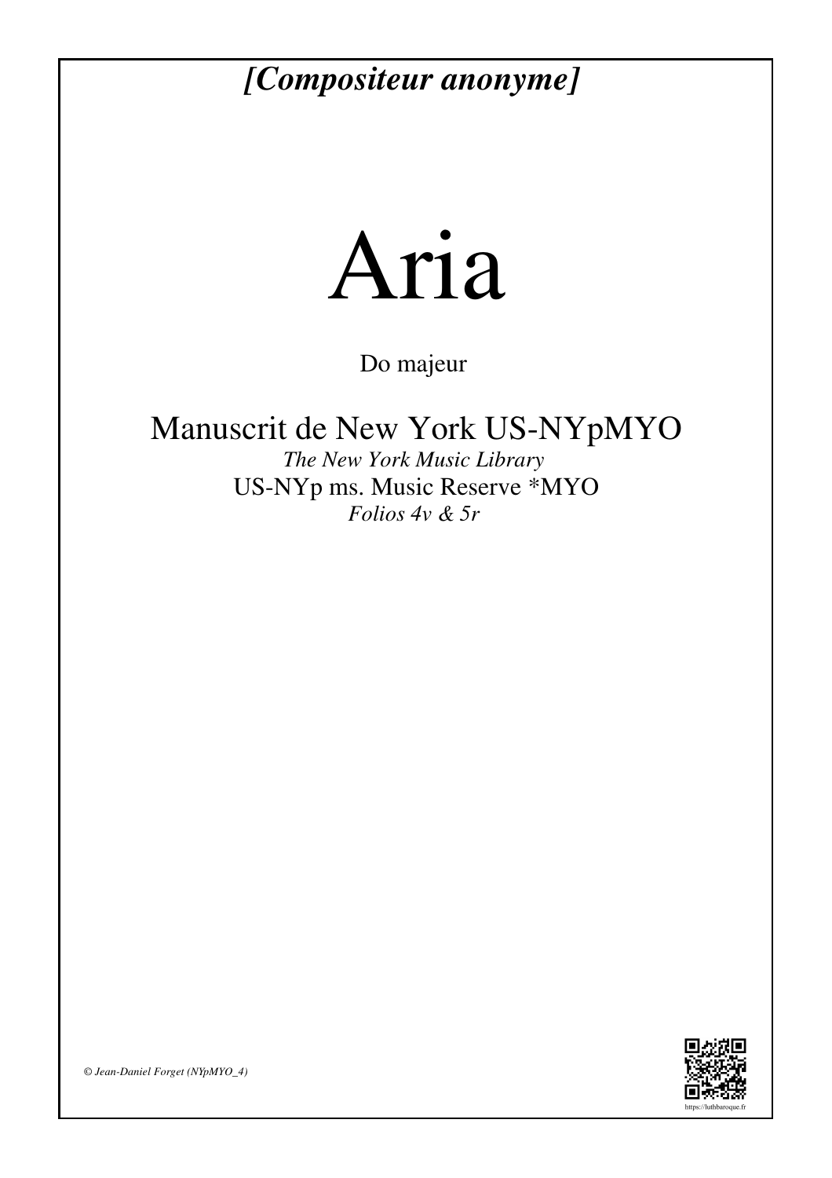*[Compositeur anonyme]*

# Aria

Do majeur

## Manuscrit de New York US-NYpMYO

*The New York Music Library*

US-NYp ms. Music Reserve *MYO

*Folios 4v & 5r*

*© Jean-Daniel Forget (NYpMYO_4)*

https://luthbaroque.fr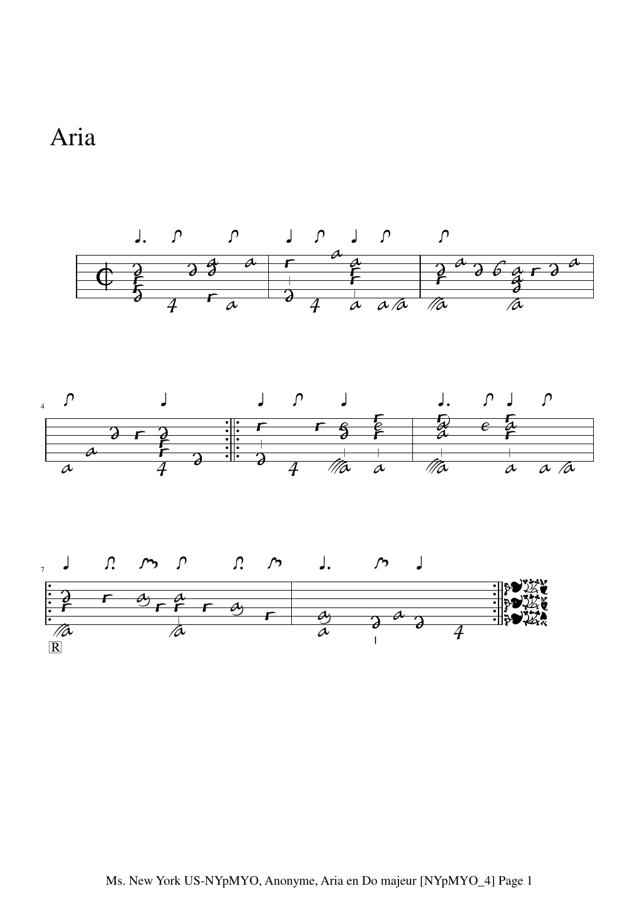# Aria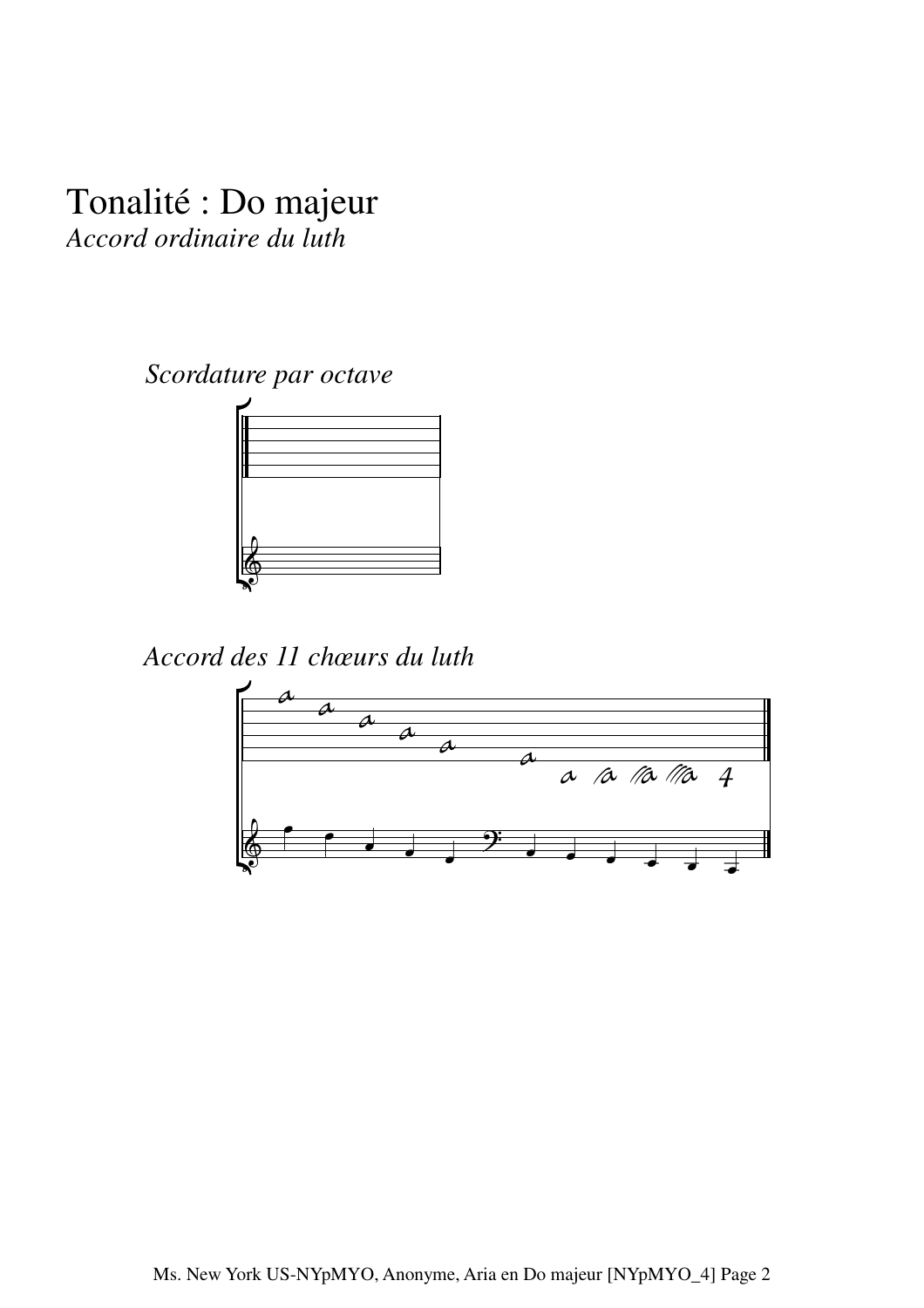# Tonalité : Do majeur

*Accord ordinaire du luth*

*Scordature par octave*

*Accord des 11 chœurs du luth*